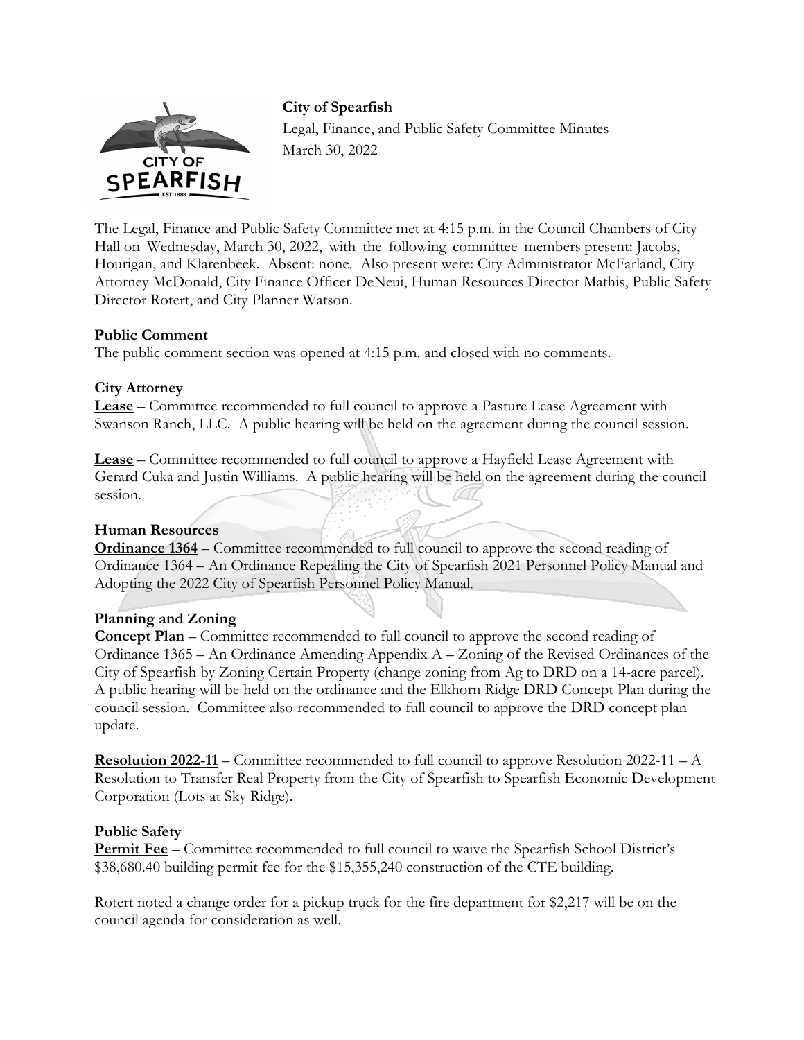**City of Spearfish**

Legal, Finance, and Public Safety Committee Minutes

March 30, 2022

The Legal, Finance and Public Safety Committee met at 4:15 p.m. in the Council Chambers of City Hall on Wednesday, March 30, 2022, with the following committee members present: Jacobs, Hourigan, and Klarenbeek. Absent: none. Also present were: City Administrator McFarland, City Attorney McDonald, City Finance Officer DeNeui, Human Resources Director Mathis, Public Safety Director Rotert, and City Planner Watson.

**Public Comment**

The public comment section was opened at 4:15 p.m. and closed with no comments.

**City Attorney**

**Lease** – Committee recommended to full council to approve a Pasture Lease Agreement with Swanson Ranch, LLC. A public hearing will be held on the agreement during the council session.

**Lease** – Committee recommended to full council to approve a Hayfield Lease Agreement with Gerard Cuka and Justin Williams. A public hearing will be held on the agreement during the council session.

**Human Resources**

**Ordinance 1364** – Committee recommended to full council to approve the second reading of Ordinance 1364 – An Ordinance Repealing the City of Spearfish 2021 Personnel Policy Manual and Adopting the 2022 City of Spearfish Personnel Policy Manual.

**Planning and Zoning**

**Concept Plan** – Committee recommended to full council to approve the second reading of Ordinance 1365 – An Ordinance Amending Appendix A – Zoning of the Revised Ordinances of the City of Spearfish by Zoning Certain Property (change zoning from Ag to DRD on a 14-acre parcel). A public hearing will be held on the ordinance and the Elkhorn Ridge DRD Concept Plan during the council session. Committee also recommended to full council to approve the DRD concept plan update.

**Resolution 2022-11** – Committee recommended to full council to approve Resolution 2022-11 – A Resolution to Transfer Real Property from the City of Spearfish to Spearfish Economic Development Corporation (Lots at Sky Ridge).

**Public Safety**

**Permit Fee** – Committee recommended to full council to waive the Spearfish School District's $38,680.40 building permit fee for the $15,355,240 construction of the CTE building.

Rotert noted a change order for a pickup truck for the fire department for $2,217 will be on the council agenda for consideration as well.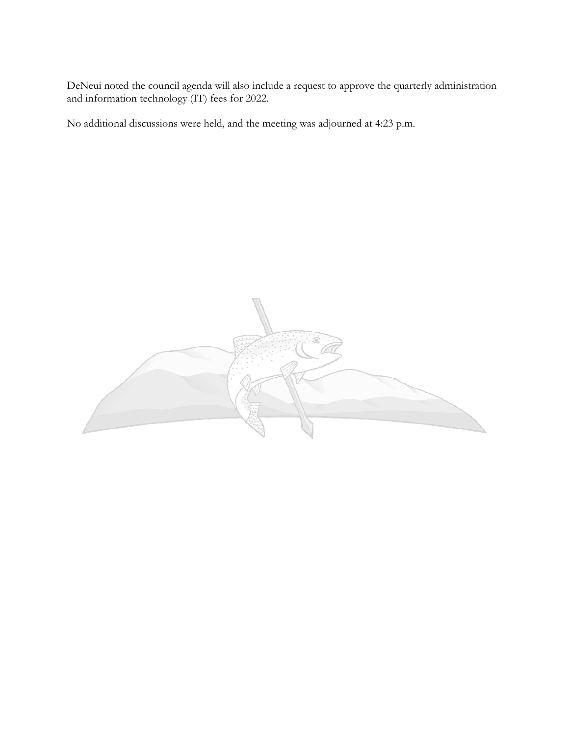DeNeui noted the council agenda will also include a request to approve the quarterly administration and information technology (IT) fees for 2022.

No additional discussions were held, and the meeting was adjourned at 4:23 p.m.